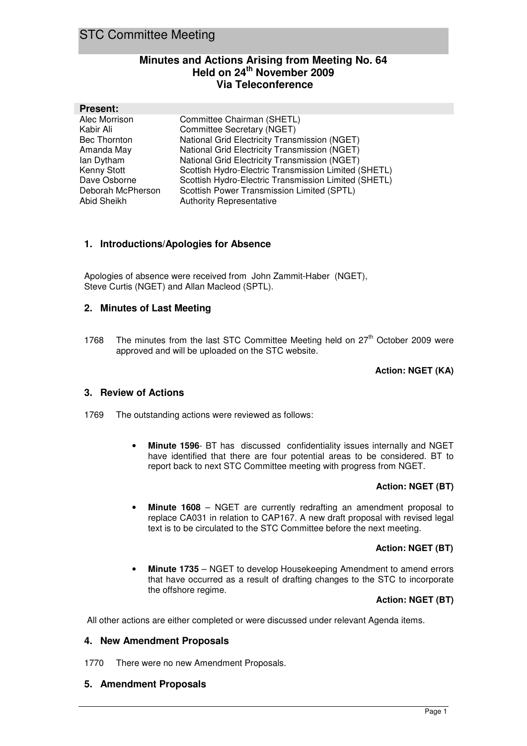# STC Committee Meeting

## Minutes and Actions Arising from Meeting No. 64
## Held on 24th November 2009
## Via Teleconference

**Present:**

| | |
|---|---|
| Alec Morrison | Committee Chairman (SHETL) |
| Kabir Ali | Committee Secretary (NGET) |
| Bec Thornton | National Grid Electricity Transmission (NGET) |
| Amanda May | National Grid Electricity Transmission (NGET) |
| Ian Dytham | National Grid Electricity Transmission (NGET) |
| Kenny Stott | Scottish Hydro-Electric Transmission Limited (SHETL) |
| Dave Osborne | Scottish Hydro-Electric Transmission Limited (SHETL) |
| Deborah McPherson | Scottish Power Transmission Limited (SPTL) |
| Abid Sheikh | Authority Representative |

### 1. Introductions/Apologies for Absence

Apologies of absence were received from John Zammit-Haber (NGET), Steve Curtis (NGET) and Allan Macleod (SPTL).

### 2. Minutes of Last Meeting

1768 The minutes from the last STC Committee Meeting held on 27th October 2009 were approved and will be uploaded on the STC website.

**Action: NGET (KA)**

### 3. Review of Actions

1769 The outstanding actions were reviewed as follows:

- **Minute 1596**- BT has discussed confidentiality issues internally and NGET have identified that there are four potential areas to be considered. BT to report back to next STC Committee meeting with progress from NGET.

  **Action: NGET (BT)**

- **Minute 1608** – NGET are currently redrafting an amendment proposal to replace CA031 in relation to CAP167. A new draft proposal with revised legal text is to be circulated to the STC Committee before the next meeting.

  **Action: NGET (BT)**

- **Minute 1735** – NGET to develop Housekeeping Amendment to amend errors that have occurred as a result of drafting changes to the STC to incorporate the offshore regime.

  **Action: NGET (BT)**

All other actions are either completed or were discussed under relevant Agenda items.

### 4. New Amendment Proposals

1770 There were no new Amendment Proposals.

### 5. Amendment Proposals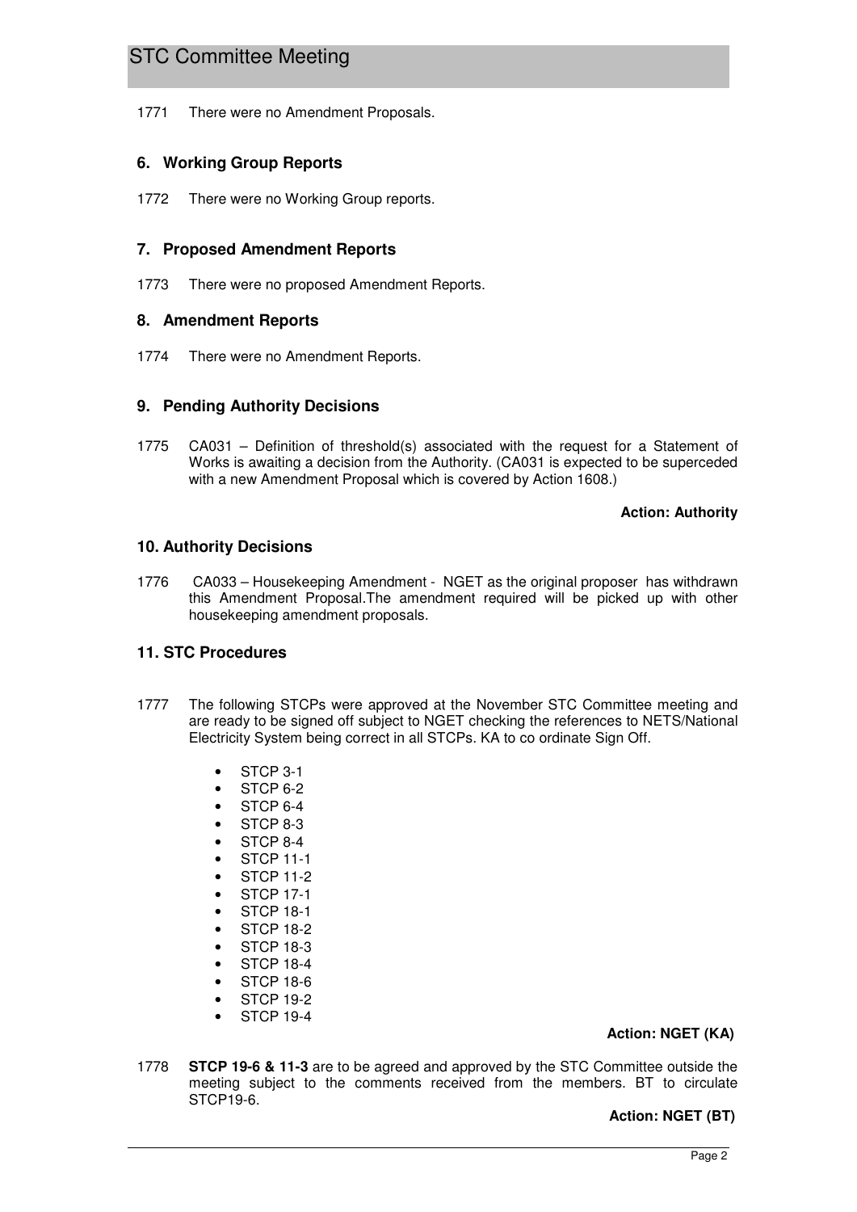1771 There were no Amendment Proposals.

## 6. Working Group Reports

1772 There were no Working Group reports.

## 7. Proposed Amendment Reports

1773 There were no proposed Amendment Reports.

## 8. Amendment Reports

1774 There were no Amendment Reports.

## 9. Pending Authority Decisions

1775 CA031 – Definition of threshold(s) associated with the request for a Statement of Works is awaiting a decision from the Authority. (CA031 is expected to be superceded with a new Amendment Proposal which is covered by Action 1608.)

**Action: Authority**

## 10. Authority Decisions

1776 CA033 – Housekeeping Amendment - NGET as the original proposer has withdrawn this Amendment Proposal.The amendment required will be picked up with other housekeeping amendment proposals.

## 11. STC Procedures

1777 The following STCPs were approved at the November STC Committee meeting and are ready to be signed off subject to NGET checking the references to NETS/National Electricity System being correct in all STCPs. KA to co ordinate Sign Off.

- STCP 3-1
- STCP 6-2
- STCP 6-4
- STCP 8-3
- STCP 8-4
- STCP 11-1
- STCP 11-2
- STCP 17-1
- STCP 18-1
- STCP 18-2
- STCP 18-3
- STCP 18-4
- STCP 18-6
- STCP 19-2
- STCP 19-4

**Action: NGET (KA)**

1778 **STCP 19-6 & 11-3** are to be agreed and approved by the STC Committee outside the meeting subject to the comments received from the members. BT to circulate STCP19-6.

**Action: NGET (BT)**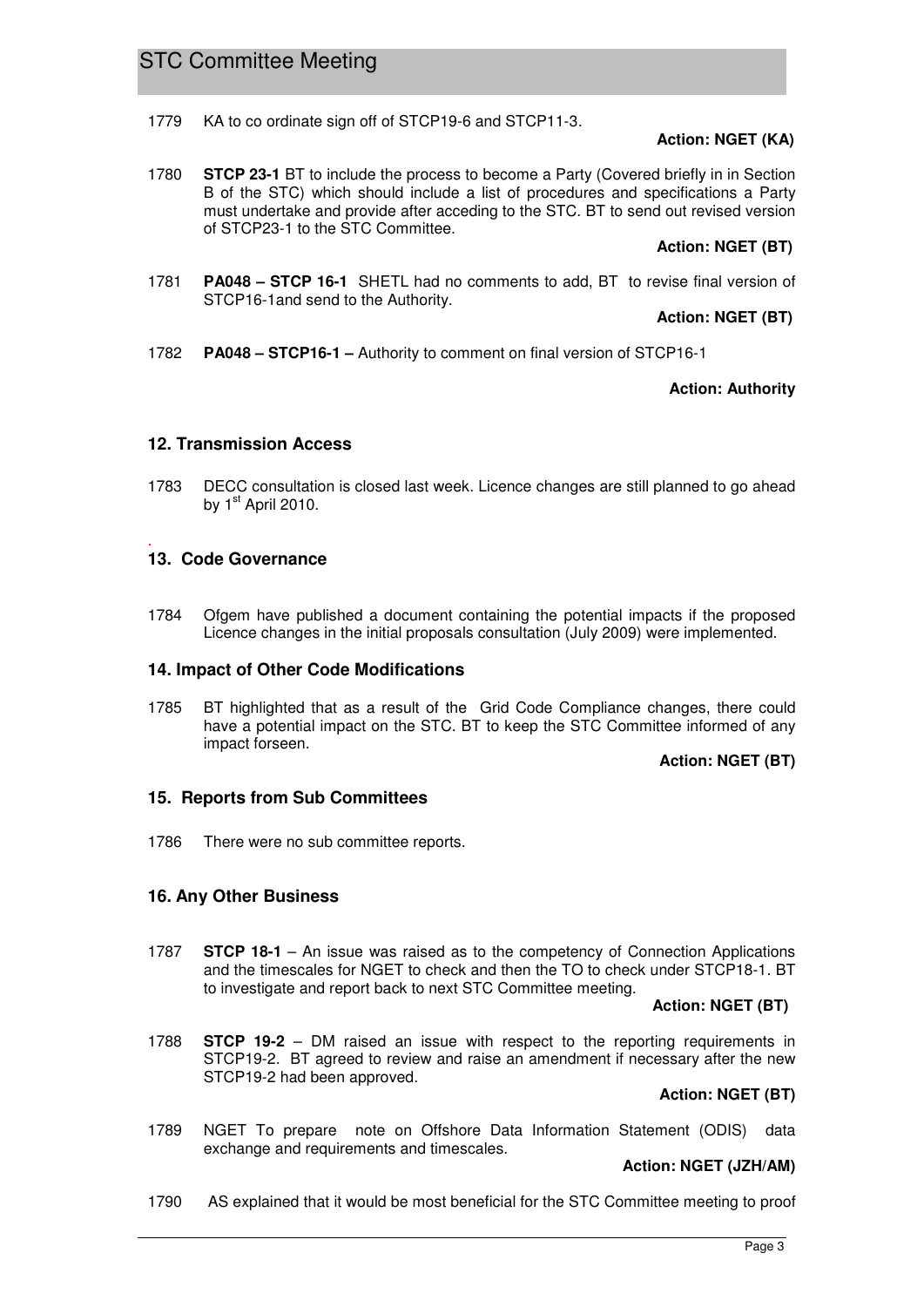1779 KA to co ordinate sign off of STCP19-6 and STCP11-3.

**Action: NGET (KA)**

1780 **STCP 23-1** BT to include the process to become a Party (Covered briefly in in Section B of the STC) which should include a list of procedures and specifications a Party must undertake and provide after acceding to the STC. BT to send out revised version of STCP23-1 to the STC Committee.

**Action: NGET (BT)**

1781 **PA048 – STCP 16-1** SHETL had no comments to add, BT to revise final version of STCP16-1and send to the Authority.

**Action: NGET (BT)**

1782 **PA048 – STCP16-1 –** Authority to comment on final version of STCP16-1

**Action: Authority**

## 12. Transmission Access

1783 DECC consultation is closed last week. Licence changes are still planned to go ahead by 1st April 2010.

## 13. Code Governance

1784 Ofgem have published a document containing the potential impacts if the proposed Licence changes in the initial proposals consultation (July 2009) were implemented.

## 14. Impact of Other Code Modifications

1785 BT highlighted that as a result of the Grid Code Compliance changes, there could have a potential impact on the STC. BT to keep the STC Committee informed of any impact forseen.

**Action: NGET (BT)**

## 15. Reports from Sub Committees

1786 There were no sub committee reports.

## 16. Any Other Business

1787 **STCP 18-1** – An issue was raised as to the competency of Connection Applications and the timescales for NGET to check and then the TO to check under STCP18-1. BT to investigate and report back to next STC Committee meeting.

**Action: NGET (BT)**

1788 **STCP 19-2** – DM raised an issue with respect to the reporting requirements in STCP19-2. BT agreed to review and raise an amendment if necessary after the new STCP19-2 had been approved.

**Action: NGET (BT)**

1789 NGET To prepare note on Offshore Data Information Statement (ODIS) data exchange and requirements and timescales.

**Action: NGET (JZH/AM)**

1790 AS explained that it would be most beneficial for the STC Committee meeting to proof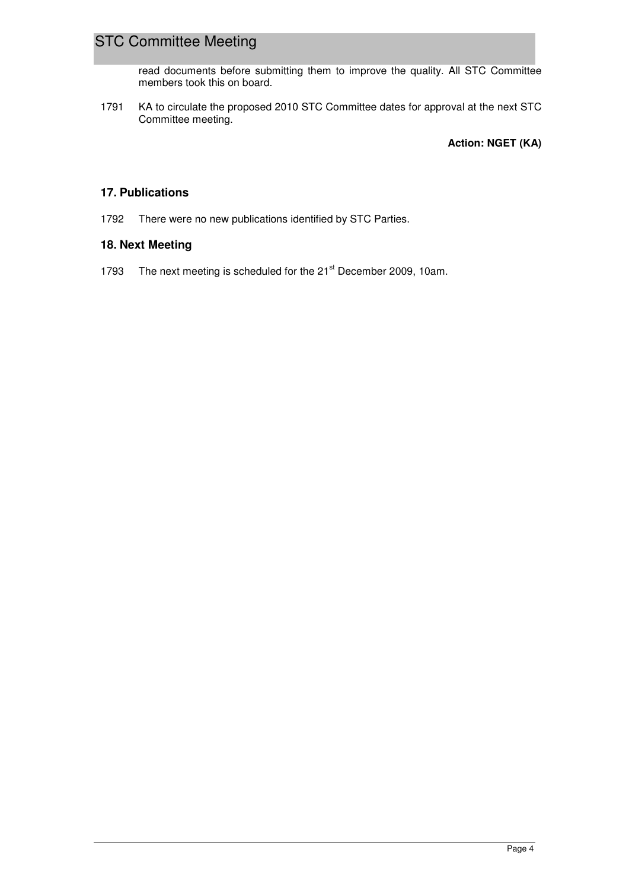read documents before submitting them to improve the quality. All STC Committee members took this on board.

1791 KA to circulate the proposed 2010 STC Committee dates for approval at the next STC Committee meeting.

**Action: NGET (KA)**

## 17. Publications

1792 There were no new publications identified by STC Parties.

## 18. Next Meeting

1793 The next meeting is scheduled for the 21st December 2009, 10am.